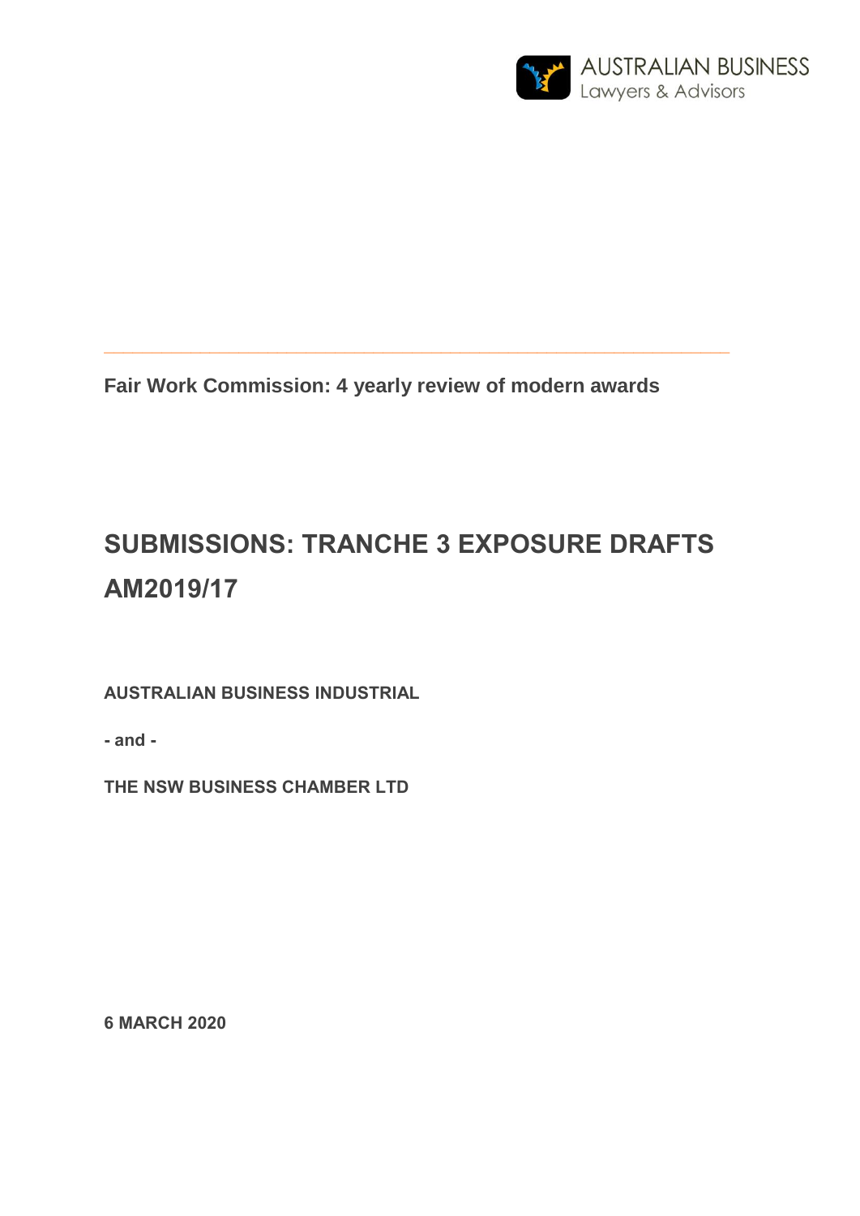AUSTRALIAN BUSINESS
Lawyers & Advisors

---

**Fair Work Commission: 4 yearly review of modern awards**

# SUBMISSIONS: TRANCHE 3 EXPOSURE DRAFTS AM2019/17

**AUSTRALIAN BUSINESS INDUSTRIAL**

**- and -**

**THE NSW BUSINESS CHAMBER LTD**

**6 MARCH 2020**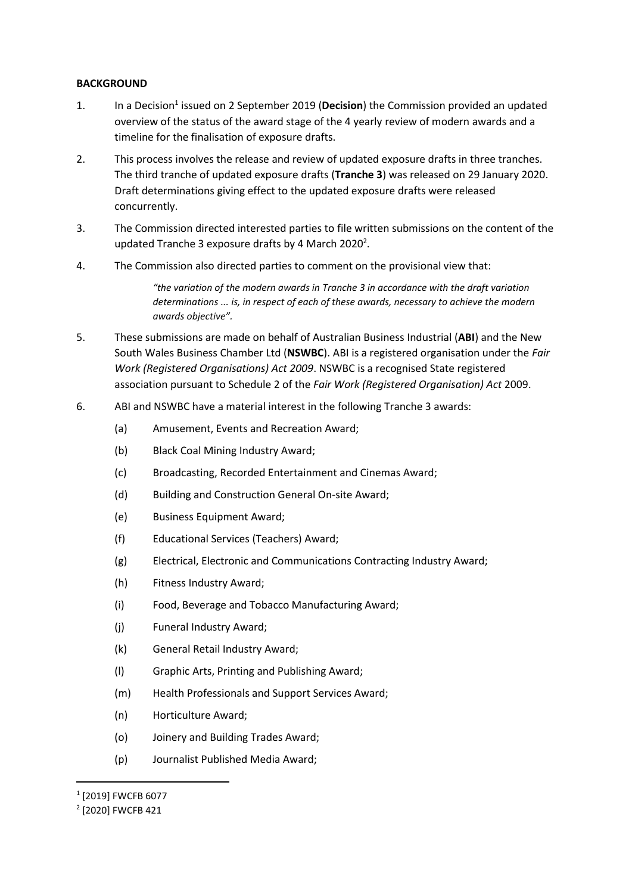**BACKGROUND**

1. In a Decision[1] issued on 2 September 2019 (**Decision**) the Commission provided an updated overview of the status of the award stage of the 4 yearly review of modern awards and a timeline for the finalisation of exposure drafts.

2. This process involves the release and review of updated exposure drafts in three tranches. The third tranche of updated exposure drafts (**Tranche 3**) was released on 29 January 2020. Draft determinations giving effect to the updated exposure drafts were released concurrently.

3. The Commission directed interested parties to file written submissions on the content of the updated Tranche 3 exposure drafts by 4 March 2020[2].

4. The Commission also directed parties to comment on the provisional view that:

   > *"the variation of the modern awards in Tranche 3 in accordance with the draft variation determinations ... is, in respect of each of these awards, necessary to achieve the modern awards objective".*

5. These submissions are made on behalf of Australian Business Industrial (**ABI**) and the New South Wales Business Chamber Ltd (**NSWBC**). ABI is a registered organisation under the *Fair Work (Registered Organisations) Act 2009*. NSWBC is a recognised State registered association pursuant to Schedule 2 of the *Fair Work (Registered Organisation) Act* 2009.

6. ABI and NSWBC have a material interest in the following Tranche 3 awards:

   (a) Amusement, Events and Recreation Award;

   (b) Black Coal Mining Industry Award;

   (c) Broadcasting, Recorded Entertainment and Cinemas Award;

   (d) Building and Construction General On-site Award;

   (e) Business Equipment Award;

   (f) Educational Services (Teachers) Award;

   (g) Electrical, Electronic and Communications Contracting Industry Award;

   (h) Fitness Industry Award;

   (i) Food, Beverage and Tobacco Manufacturing Award;

   (j) Funeral Industry Award;

   (k) General Retail Industry Award;

   (l) Graphic Arts, Printing and Publishing Award;

   (m) Health Professionals and Support Services Award;

   (n) Horticulture Award;

   (o) Joinery and Building Trades Award;

   (p) Journalist Published Media Award;

---

[1] [2019] FWCFB 6077

[2] [2020] FWCFB 421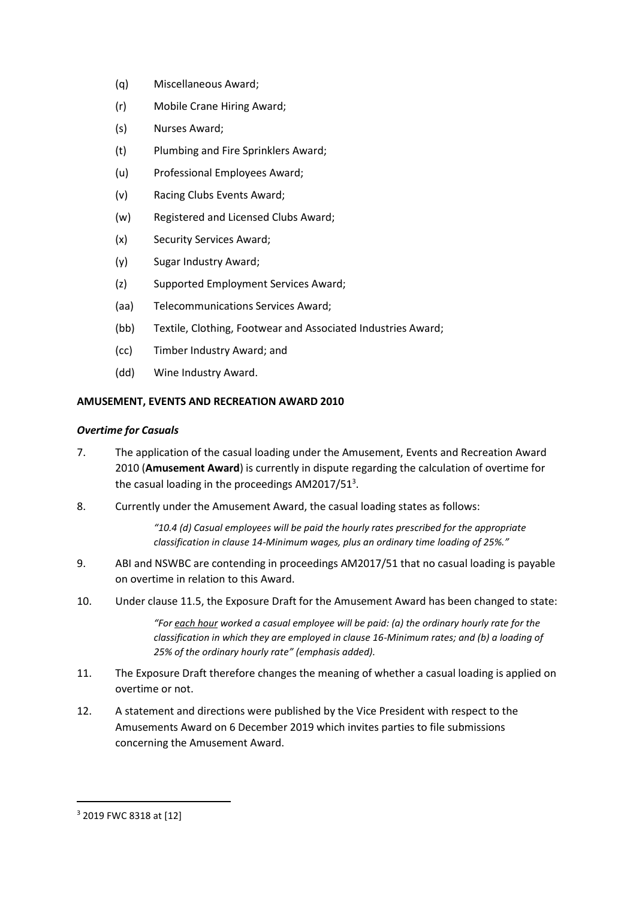(q) Miscellaneous Award;

(r) Mobile Crane Hiring Award;

(s) Nurses Award;

(t) Plumbing and Fire Sprinklers Award;

(u) Professional Employees Award;

(v) Racing Clubs Events Award;

(w) Registered and Licensed Clubs Award;

(x) Security Services Award;

(y) Sugar Industry Award;

(z) Supported Employment Services Award;

(aa) Telecommunications Services Award;

(bb) Textile, Clothing, Footwear and Associated Industries Award;

(cc) Timber Industry Award; and

(dd) Wine Industry Award.

**AMUSEMENT, EVENTS AND RECREATION AWARD 2010**

***Overtime for Casuals***

7. The application of the casual loading under the Amusement, Events and Recreation Award 2010 (**Amusement Award**) is currently in dispute regarding the calculation of overtime for the casual loading in the proceedings AM2017/51[3].

8. Currently under the Amusement Award, the casual loading states as follows:

   > *"10.4 (d) Casual employees will be paid the hourly rates prescribed for the appropriate classification in clause 14-Minimum wages, plus an ordinary time loading of 25%."*

9. ABI and NSWBC are contending in proceedings AM2017/51 that no casual loading is payable on overtime in relation to this Award.

10. Under clause 11.5, the Exposure Draft for the Amusement Award has been changed to state:

   > *"For <u>each hour</u> worked a casual employee will be paid: (a) the ordinary hourly rate for the classification in which they are employed in clause 16-Minimum rates; and (b) a loading of 25% of the ordinary hourly rate" (emphasis added).*

11. The Exposure Draft therefore changes the meaning of whether a casual loading is applied on overtime or not.

12. A statement and directions were published by the Vice President with respect to the Amusements Award on 6 December 2019 which invites parties to file submissions concerning the Amusement Award.

---

[3] 2019 FWC 8318 at [12]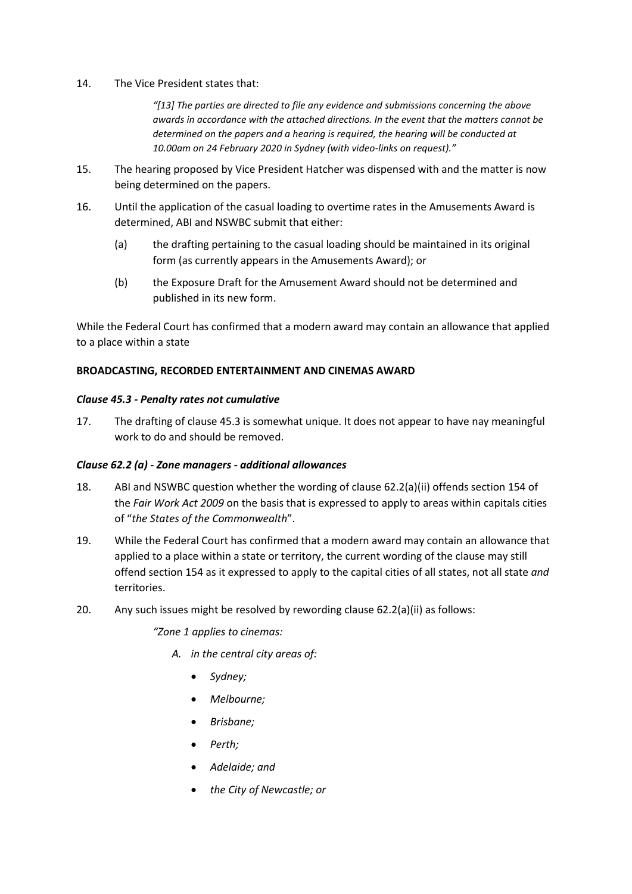14. The Vice President states that:

> *"[13] The parties are directed to file any evidence and submissions concerning the above awards in accordance with the attached directions. In the event that the matters cannot be determined on the papers and a hearing is required, the hearing will be conducted at 10.00am on 24 February 2020 in Sydney (with video-links on request)."*

15. The hearing proposed by Vice President Hatcher was dispensed with and the matter is now being determined on the papers.

16. Until the application of the casual loading to overtime rates in the Amusements Award is determined, ABI and NSWBC submit that either:

    (a) the drafting pertaining to the casual loading should be maintained in its original form (as currently appears in the Amusements Award); or

    (b) the Exposure Draft for the Amusement Award should not be determined and published in its new form.

While the Federal Court has confirmed that a modern award may contain an allowance that applied to a place within a state

**BROADCASTING, RECORDED ENTERTAINMENT AND CINEMAS AWARD**

***Clause 45.3 - Penalty rates not cumulative***

17. The drafting of clause 45.3 is somewhat unique. It does not appear to have nay meaningful work to do and should be removed.

***Clause 62.2 (a) - Zone managers - additional allowances***

18. ABI and NSWBC question whether the wording of clause 62.2(a)(ii) offends section 154 of the *Fair Work Act 2009* on the basis that is expressed to apply to areas within capitals cities of "*the States of the Commonwealth*".

19. While the Federal Court has confirmed that a modern award may contain an allowance that applied to a place within a state or territory, the current wording of the clause may still offend section 154 as it expressed to apply to the capital cities of all states, not all state *and* territories.

20. Any such issues might be resolved by rewording clause 62.2(a)(ii) as follows:

    *"Zone 1 applies to cinemas:*

    *A. in the central city areas of:*

    - *Sydney;*
    - *Melbourne;*
    - *Brisbane;*
    - *Perth;*
    - *Adelaide; and*
    - *the City of Newcastle; or*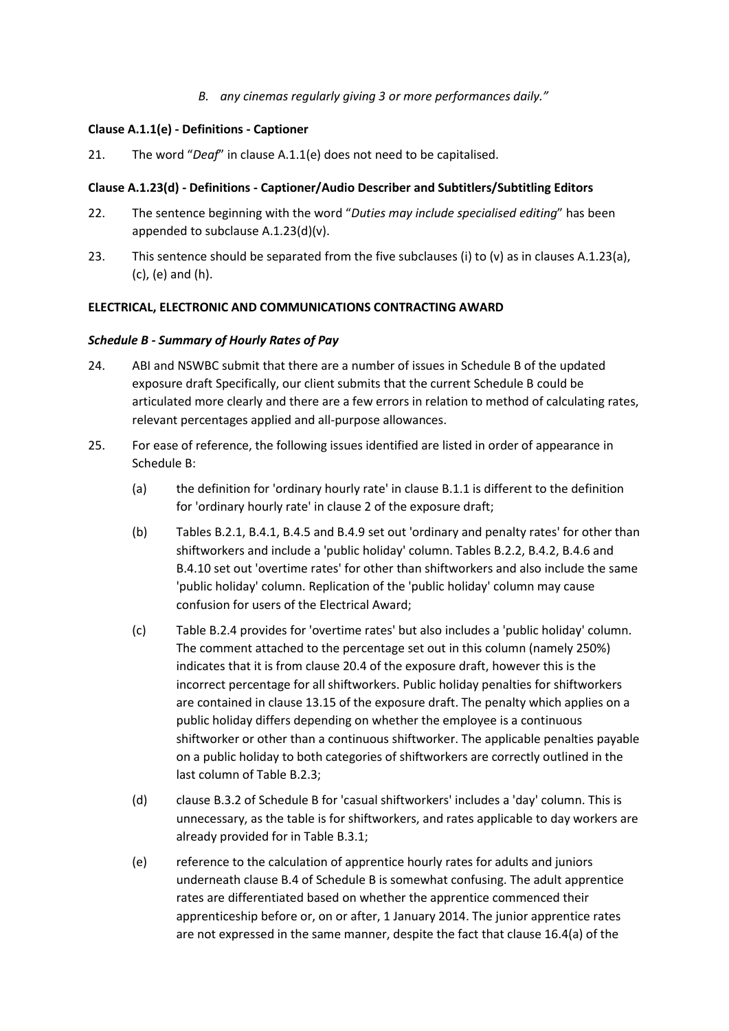*B. any cinemas regularly giving 3 or more performances daily."*

**Clause A.1.1(e) - Definitions - Captioner**

21. The word "*Deaf*" in clause A.1.1(e) does not need to be capitalised.

**Clause A.1.23(d) - Definitions - Captioner/Audio Describer and Subtitlers/Subtitling Editors**

22. The sentence beginning with the word "*Duties may include specialised editing*" has been appended to subclause A.1.23(d)(v).

23. This sentence should be separated from the five subclauses (i) to (v) as in clauses A.1.23(a), (c), (e) and (h).

**ELECTRICAL, ELECTRONIC AND COMMUNICATIONS CONTRACTING AWARD**

***Schedule B - Summary of Hourly Rates of Pay***

24. ABI and NSWBC submit that there are a number of issues in Schedule B of the updated exposure draft Specifically, our client submits that the current Schedule B could be articulated more clearly and there are a few errors in relation to method of calculating rates, relevant percentages applied and all-purpose allowances.

25. For ease of reference, the following issues identified are listed in order of appearance in Schedule B:

    (a) the definition for 'ordinary hourly rate' in clause B.1.1 is different to the definition for 'ordinary hourly rate' in clause 2 of the exposure draft;

    (b) Tables B.2.1, B.4.1, B.4.5 and B.4.9 set out 'ordinary and penalty rates' for other than shiftworkers and include a 'public holiday' column. Tables B.2.2, B.4.2, B.4.6 and B.4.10 set out 'overtime rates' for other than shiftworkers and also include the same 'public holiday' column. Replication of the 'public holiday' column may cause confusion for users of the Electrical Award;

    (c) Table B.2.4 provides for 'overtime rates' but also includes a 'public holiday' column. The comment attached to the percentage set out in this column (namely 250%) indicates that it is from clause 20.4 of the exposure draft, however this is the incorrect percentage for all shiftworkers. Public holiday penalties for shiftworkers are contained in clause 13.15 of the exposure draft. The penalty which applies on a public holiday differs depending on whether the employee is a continuous shiftworker or other than a continuous shiftworker. The applicable penalties payable on a public holiday to both categories of shiftworkers are correctly outlined in the last column of Table B.2.3;

    (d) clause B.3.2 of Schedule B for 'casual shiftworkers' includes a 'day' column. This is unnecessary, as the table is for shiftworkers, and rates applicable to day workers are already provided for in Table B.3.1;

    (e) reference to the calculation of apprentice hourly rates for adults and juniors underneath clause B.4 of Schedule B is somewhat confusing. The adult apprentice rates are differentiated based on whether the apprentice commenced their apprenticeship before or, on or after, 1 January 2014. The junior apprentice rates are not expressed in the same manner, despite the fact that clause 16.4(a) of the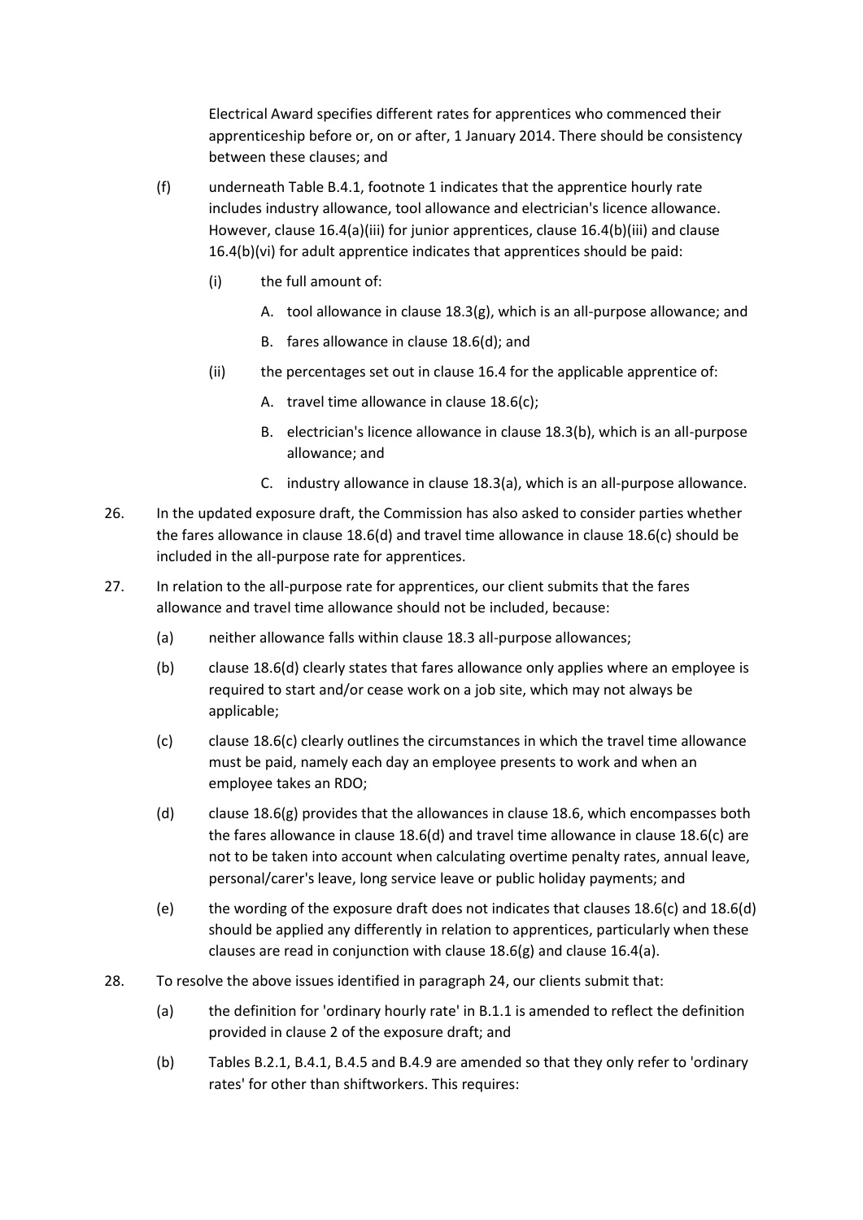Electrical Award specifies different rates for apprentices who commenced their apprenticeship before or, on or after, 1 January 2014. There should be consistency between these clauses; and

(f) underneath Table B.4.1, footnote 1 indicates that the apprentice hourly rate includes industry allowance, tool allowance and electrician's licence allowance. However, clause 16.4(a)(iii) for junior apprentices, clause 16.4(b)(iii) and clause 16.4(b)(vi) for adult apprentice indicates that apprentices should be paid:

  (i) the full amount of:

    A. tool allowance in clause 18.3(g), which is an all-purpose allowance; and

    B. fares allowance in clause 18.6(d); and

  (ii) the percentages set out in clause 16.4 for the applicable apprentice of:

    A. travel time allowance in clause 18.6(c);

    B. electrician's licence allowance in clause 18.3(b), which is an all-purpose allowance; and

    C. industry allowance in clause 18.3(a), which is an all-purpose allowance.

26. In the updated exposure draft, the Commission has also asked to consider parties whether the fares allowance in clause 18.6(d) and travel time allowance in clause 18.6(c) should be included in the all-purpose rate for apprentices.

27. In relation to the all-purpose rate for apprentices, our client submits that the fares allowance and travel time allowance should not be included, because:

  (a) neither allowance falls within clause 18.3 all-purpose allowances;

  (b) clause 18.6(d) clearly states that fares allowance only applies where an employee is required to start and/or cease work on a job site, which may not always be applicable;

  (c) clause 18.6(c) clearly outlines the circumstances in which the travel time allowance must be paid, namely each day an employee presents to work and when an employee takes an RDO;

  (d) clause 18.6(g) provides that the allowances in clause 18.6, which encompasses both the fares allowance in clause 18.6(d) and travel time allowance in clause 18.6(c) are not to be taken into account when calculating overtime penalty rates, annual leave, personal/carer's leave, long service leave or public holiday payments; and

  (e) the wording of the exposure draft does not indicates that clauses 18.6(c) and 18.6(d) should be applied any differently in relation to apprentices, particularly when these clauses are read in conjunction with clause 18.6(g) and clause 16.4(a).

28. To resolve the above issues identified in paragraph 24, our clients submit that:

  (a) the definition for 'ordinary hourly rate' in B.1.1 is amended to reflect the definition provided in clause 2 of the exposure draft; and

  (b) Tables B.2.1, B.4.1, B.4.5 and B.4.9 are amended so that they only refer to 'ordinary rates' for other than shiftworkers. This requires: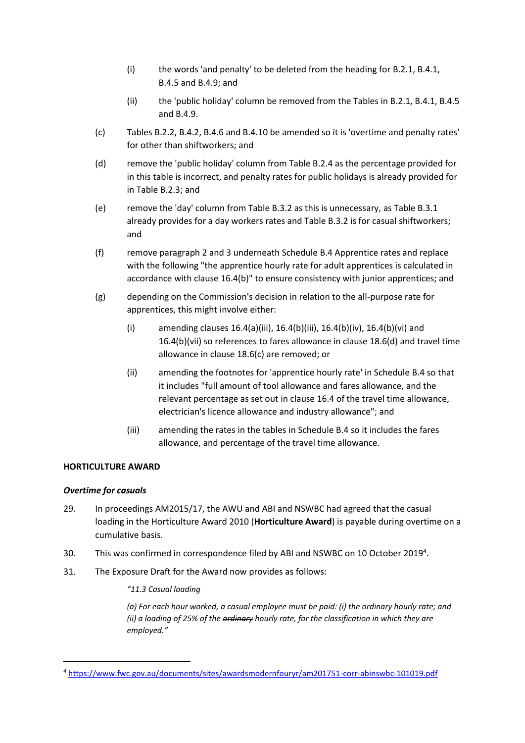(i) the words 'and penalty' to be deleted from the heading for B.2.1, B.4.1, B.4.5 and B.4.9; and

   (ii) the 'public holiday' column be removed from the Tables in B.2.1, B.4.1, B.4.5 and B.4.9.

(c) Tables B.2.2, B.4.2, B.4.6 and B.4.10 be amended so it is 'overtime and penalty rates' for other than shiftworkers; and

(d) remove the 'public holiday' column from Table B.2.4 as the percentage provided for in this table is incorrect, and penalty rates for public holidays is already provided for in Table B.2.3; and

(e) remove the 'day' column from Table B.3.2 as this is unnecessary, as Table B.3.1 already provides for a day workers rates and Table B.3.2 is for casual shiftworkers; and

(f) remove paragraph 2 and 3 underneath Schedule B.4 Apprentice rates and replace with the following "the apprentice hourly rate for adult apprentices is calculated in accordance with clause 16.4(b)" to ensure consistency with junior apprentices; and

(g) depending on the Commission's decision in relation to the all-purpose rate for apprentices, this might involve either:

   (i) amending clauses 16.4(a)(iii), 16.4(b)(iii), 16.4(b)(iv), 16.4(b)(vi) and 16.4(b)(vii) so references to fares allowance in clause 18.6(d) and travel time allowance in clause 18.6(c) are removed; or

   (ii) amending the footnotes for 'apprentice hourly rate' in Schedule B.4 so that it includes "full amount of tool allowance and fares allowance, and the relevant percentage as set out in clause 16.4 of the travel time allowance, electrician's licence allowance and industry allowance"; and

   (iii) amending the rates in the tables in Schedule B.4 so it includes the fares allowance, and percentage of the travel time allowance.

**HORTICULTURE AWARD**

***Overtime for casuals***

29. In proceedings AM2015/17, the AWU and ABI and NSWBC had agreed that the casual loading in the Horticulture Award 2010 (**Horticulture Award**) is payable during overtime on a cumulative basis.

30. This was confirmed in correspondence filed by ABI and NSWBC on 10 October 2019[4].

31. The Exposure Draft for the Award now provides as follows:

> *"11.3 Casual loading*
>
> *(a) For each hour worked, a casual employee must be paid: (i) the ordinary hourly rate; and (ii) a loading of 25% of the ~~ordinary~~ hourly rate, for the classification in which they are employed."*

[4] https://www.fwc.gov.au/documents/sites/awardsmodernfouryr/am201751-corr-abinswbc-101019.pdf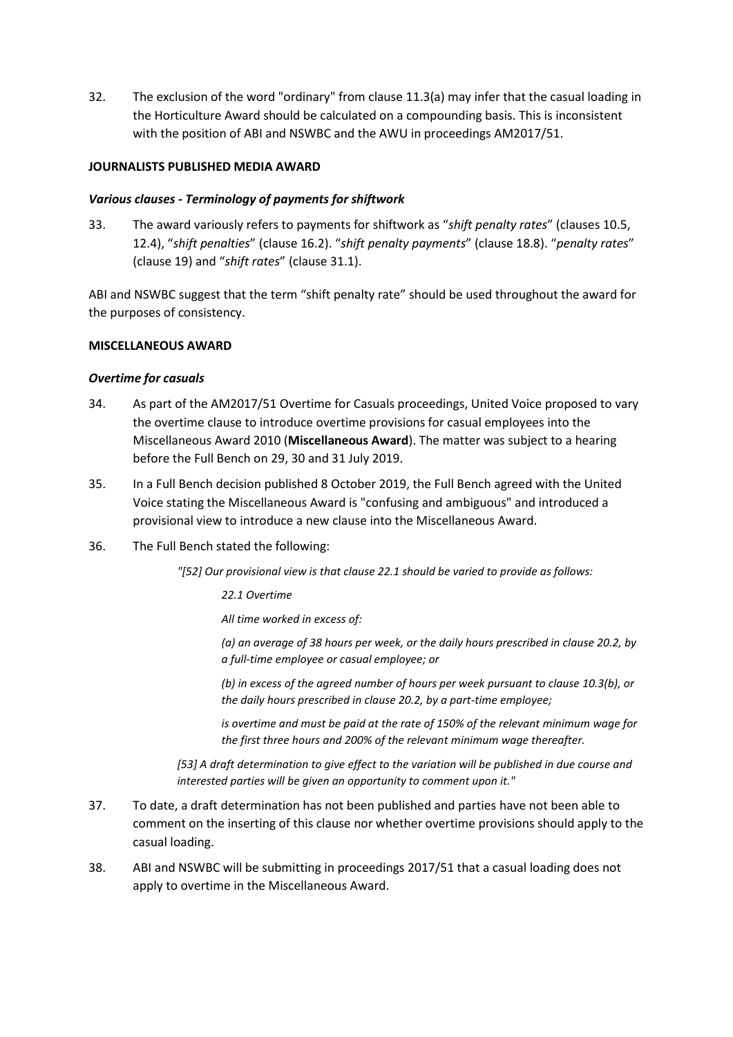32. The exclusion of the word "ordinary" from clause 11.3(a) may infer that the casual loading in the Horticulture Award should be calculated on a compounding basis. This is inconsistent with the position of ABI and NSWBC and the AWU in proceedings AM2017/51.

**JOURNALISTS PUBLISHED MEDIA AWARD**

***Various clauses - Terminology of payments for shiftwork***

33. The award variously refers to payments for shiftwork as "*shift penalty rates*" (clauses 10.5, 12.4), "*shift penalties*" (clause 16.2). "*shift penalty payments*" (clause 18.8). "*penalty rates*" (clause 19) and "*shift rates*" (clause 31.1).

ABI and NSWBC suggest that the term "shift penalty rate" should be used throughout the award for the purposes of consistency.

**MISCELLANEOUS AWARD**

***Overtime for casuals***

34. As part of the AM2017/51 Overtime for Casuals proceedings, United Voice proposed to vary the overtime clause to introduce overtime provisions for casual employees into the Miscellaneous Award 2010 (**Miscellaneous Award**). The matter was subject to a hearing before the Full Bench on 29, 30 and 31 July 2019.

35. In a Full Bench decision published 8 October 2019, the Full Bench agreed with the United Voice stating the Miscellaneous Award is "confusing and ambiguous" and introduced a provisional view to introduce a new clause into the Miscellaneous Award.

36. The Full Bench stated the following:

> *"[52] Our provisional view is that clause 22.1 should be varied to provide as follows:*
>
> > *22.1 Overtime*
> >
> > *All time worked in excess of:*
> >
> > *(a) an average of 38 hours per week, or the daily hours prescribed in clause 20.2, by a full-time employee or casual employee; or*
> >
> > *(b) in excess of the agreed number of hours per week pursuant to clause 10.3(b), or the daily hours prescribed in clause 20.2, by a part-time employee;*
> >
> > *is overtime and must be paid at the rate of 150% of the relevant minimum wage for the first three hours and 200% of the relevant minimum wage thereafter.*
>
> *[53] A draft determination to give effect to the variation will be published in due course and interested parties will be given an opportunity to comment upon it."*

37. To date, a draft determination has not been published and parties have not been able to comment on the inserting of this clause nor whether overtime provisions should apply to the casual loading.

38. ABI and NSWBC will be submitting in proceedings 2017/51 that a casual loading does not apply to overtime in the Miscellaneous Award.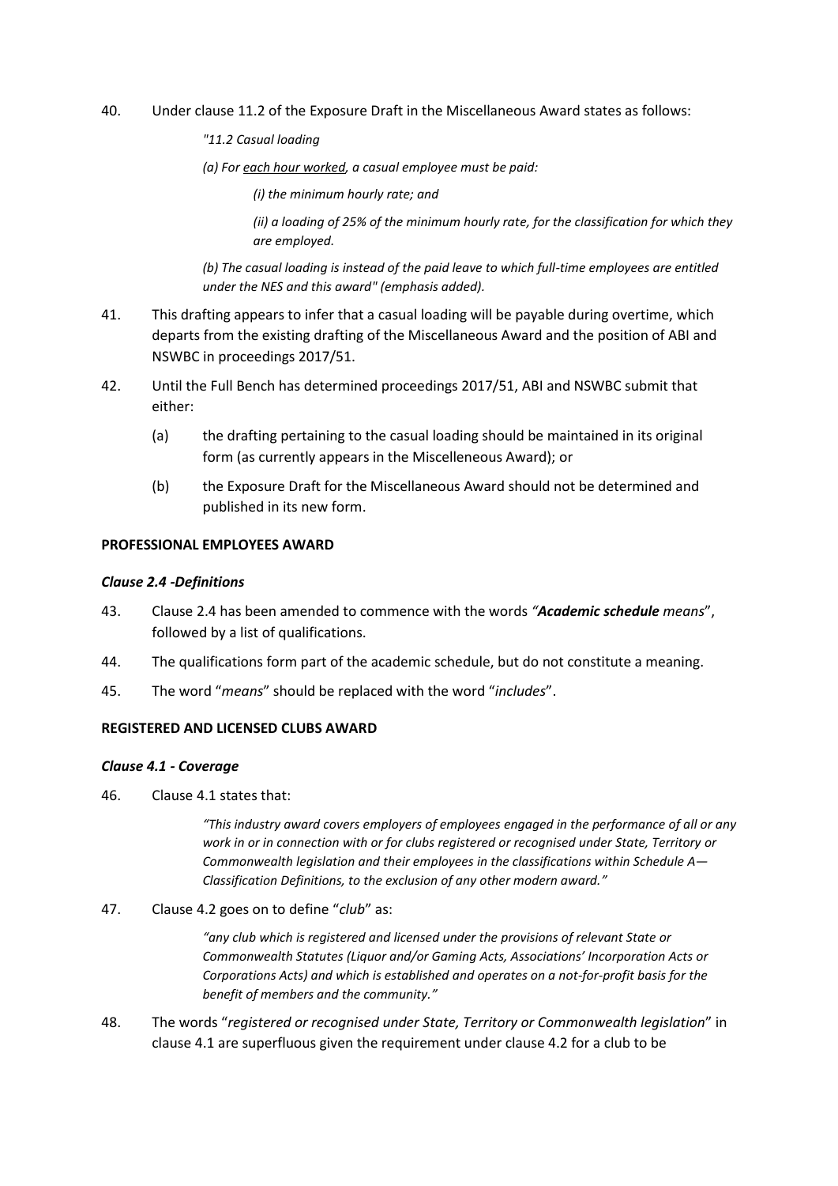40. Under clause 11.2 of the Exposure Draft in the Miscellaneous Award states as follows:

    *"11.2 Casual loading*

    *(a) For <u>each hour worked</u>, a casual employee must be paid:*

    *(i) the minimum hourly rate; and*

    *(ii) a loading of 25% of the minimum hourly rate, for the classification for which they are employed.*

    *(b) The casual loading is instead of the paid leave to which full-time employees are entitled under the NES and this award" (emphasis added).*

41. This drafting appears to infer that a casual loading will be payable during overtime, which departs from the existing drafting of the Miscellaneous Award and the position of ABI and NSWBC in proceedings 2017/51.

42. Until the Full Bench has determined proceedings 2017/51, ABI and NSWBC submit that either:

    (a) the drafting pertaining to the casual loading should be maintained in its original form (as currently appears in the Miscelleneous Award); or

    (b) the Exposure Draft for the Miscellaneous Award should not be determined and published in its new form.

**PROFESSIONAL EMPLOYEES AWARD**

***Clause 2.4 -Definitions***

43. Clause 2.4 has been amended to commence with the words *"**Academic schedule** means*", followed by a list of qualifications.

44. The qualifications form part of the academic schedule, but do not constitute a meaning.

45. The word "*means*" should be replaced with the word "*includes*".

**REGISTERED AND LICENSED CLUBS AWARD**

***Clause 4.1 - Coverage***

46. Clause 4.1 states that:

    *"This industry award covers employers of employees engaged in the performance of all or any work in or in connection with or for clubs registered or recognised under State, Territory or Commonwealth legislation and their employees in the classifications within Schedule A—Classification Definitions, to the exclusion of any other modern award."*

47. Clause 4.2 goes on to define "*club*" as:

    *"any club which is registered and licensed under the provisions of relevant State or Commonwealth Statutes (Liquor and/or Gaming Acts, Associations' Incorporation Acts or Corporations Acts) and which is established and operates on a not-for-profit basis for the benefit of members and the community."*

48. The words "*registered or recognised under State, Territory or Commonwealth legislation*" in clause 4.1 are superfluous given the requirement under clause 4.2 for a club to be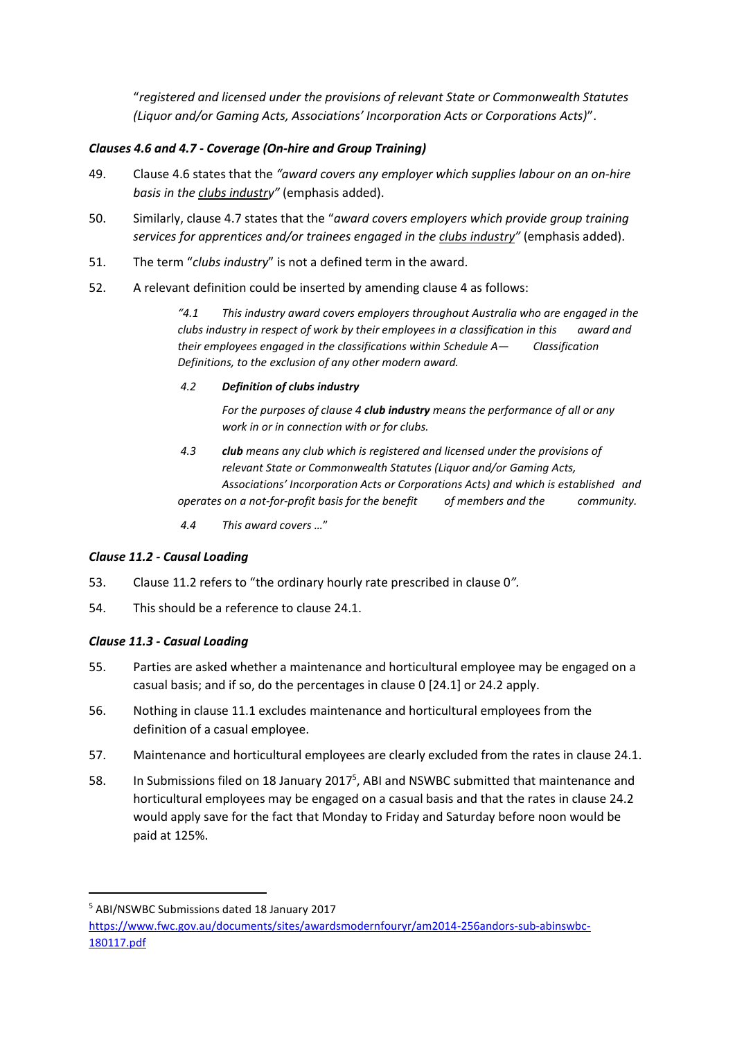"*registered and licensed under the provisions of relevant State or Commonwealth Statutes (Liquor and/or Gaming Acts, Associations' Incorporation Acts or Corporations Acts)*".

***Clauses 4.6 and 4.7 - Coverage (On-hire and Group Training)***

49. Clause 4.6 states that the *"award covers any employer which supplies labour on an on-hire basis in the <u>clubs industry</u>"* (emphasis added).

50. Similarly, clause 4.7 states that the "*award covers employers which provide group training services for apprentices and/or trainees engaged in the <u>clubs industry</u>"* (emphasis added).

51. The term "*clubs industry*" is not a defined term in the award.

52. A relevant definition could be inserted by amending clause 4 as follows:

> *"4.1 This industry award covers employers throughout Australia who are engaged in the clubs industry in respect of work by their employees in a classification in this award and their employees engaged in the classifications within Schedule A— Classification Definitions, to the exclusion of any other modern award.*
>
> *4.2* ***Definition of clubs industry***
>
> *For the purposes of clause 4* ***club industry*** *means the performance of all or any work in or in connection with or for clubs.*
>
> *4.3* ***club*** *means any club which is registered and licensed under the provisions of relevant State or Commonwealth Statutes (Liquor and/or Gaming Acts, Associations' Incorporation Acts or Corporations Acts) and which is established and operates on a not-for-profit basis for the benefit of members and the community.*
>
> *4.4 This award covers …"*

***Clause 11.2 - Causal Loading***

53. Clause 11.2 refers to "the ordinary hourly rate prescribed in clause 0*"*.

54. This should be a reference to clause 24.1.

***Clause 11.3 - Casual Loading***

55. Parties are asked whether a maintenance and horticultural employee may be engaged on a casual basis; and if so, do the percentages in clause 0 [24.1] or 24.2 apply.

56. Nothing in clause 11.1 excludes maintenance and horticultural employees from the definition of a casual employee.

57. Maintenance and horticultural employees are clearly excluded from the rates in clause 24.1.

58. In Submissions filed on 18 January 2017[5], ABI and NSWBC submitted that maintenance and horticultural employees may be engaged on a casual basis and that the rates in clause 24.2 would apply save for the fact that Monday to Friday and Saturday before noon would be paid at 125%.

---

[5] ABI/NSWBC Submissions dated 18 January 2017 https://www.fwc.gov.au/documents/sites/awardsmodernfouryr/am2014-256andors-sub-abinswbc-180117.pdf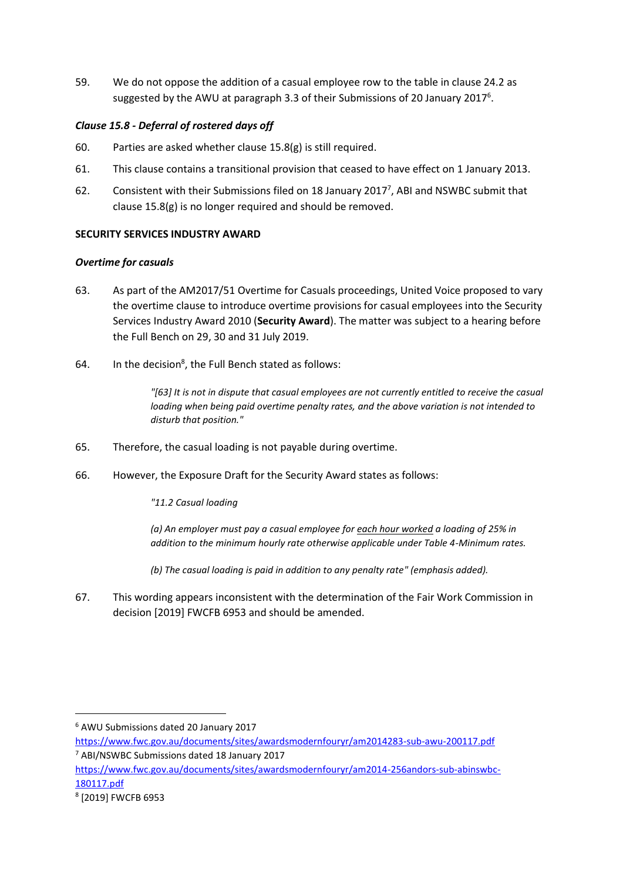59. We do not oppose the addition of a casual employee row to the table in clause 24.2 as suggested by the AWU at paragraph 3.3 of their Submissions of 20 January 2017[6].

### *Clause 15.8 - Deferral of rostered days off*

60. Parties are asked whether clause 15.8(g) is still required.

61. This clause contains a transitional provision that ceased to have effect on 1 January 2013.

62. Consistent with their Submissions filed on 18 January 2017[7], ABI and NSWBC submit that clause 15.8(g) is no longer required and should be removed.

## SECURITY SERVICES INDUSTRY AWARD

### *Overtime for casuals*

63. As part of the AM2017/51 Overtime for Casuals proceedings, United Voice proposed to vary the overtime clause to introduce overtime provisions for casual employees into the Security Services Industry Award 2010 (**Security Award**). The matter was subject to a hearing before the Full Bench on 29, 30 and 31 July 2019.

64. In the decision[8], the Full Bench stated as follows:

> *"[63] It is not in dispute that casual employees are not currently entitled to receive the casual loading when being paid overtime penalty rates, and the above variation is not intended to disturb that position."*

65. Therefore, the casual loading is not payable during overtime.

66. However, the Exposure Draft for the Security Award states as follows:

> *"11.2 Casual loading*
>
> *(a) An employer must pay a casual employee for <u>each hour worked</u> a loading of 25% in addition to the minimum hourly rate otherwise applicable under Table 4-Minimum rates.*
>
> *(b) The casual loading is paid in addition to any penalty rate" (emphasis added).*

67. This wording appears inconsistent with the determination of the Fair Work Commission in decision [2019] FWCFB 6953 and should be amended.

---

[6] AWU Submissions dated 20 January 2017 https://www.fwc.gov.au/documents/sites/awardsmodernfouryr/am2014283-sub-awu-200117.pdf

[7] ABI/NSWBC Submissions dated 18 January 2017 https://www.fwc.gov.au/documents/sites/awardsmodernfouryr/am2014-256andors-sub-abinswbc-180117.pdf

[8] [2019] FWCFB 6953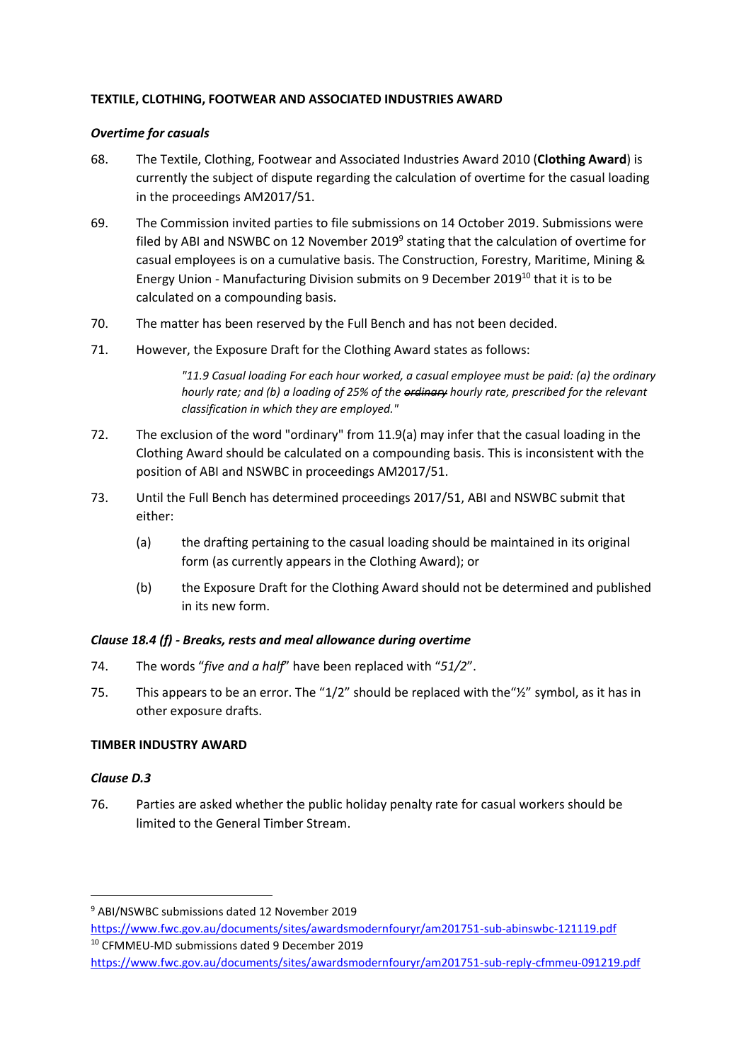**TEXTILE, CLOTHING, FOOTWEAR AND ASSOCIATED INDUSTRIES AWARD**

***Overtime for casuals***

68. The Textile, Clothing, Footwear and Associated Industries Award 2010 (**Clothing Award**) is currently the subject of dispute regarding the calculation of overtime for the casual loading in the proceedings AM2017/51.

69. The Commission invited parties to file submissions on 14 October 2019. Submissions were filed by ABI and NSWBC on 12 November 2019[9] stating that the calculation of overtime for casual employees is on a cumulative basis. The Construction, Forestry, Maritime, Mining & Energy Union - Manufacturing Division submits on 9 December 2019[10] that it is to be calculated on a compounding basis.

70. The matter has been reserved by the Full Bench and has not been decided.

71. However, the Exposure Draft for the Clothing Award states as follows:

> *"11.9 Casual loading For each hour worked, a casual employee must be paid: (a) the ordinary hourly rate; and (b) a loading of 25% of the ~~ordinary~~ hourly rate, prescribed for the relevant classification in which they are employed."*

72. The exclusion of the word "ordinary" from 11.9(a) may infer that the casual loading in the Clothing Award should be calculated on a compounding basis. This is inconsistent with the position of ABI and NSWBC in proceedings AM2017/51.

73. Until the Full Bench has determined proceedings 2017/51, ABI and NSWBC submit that either:

    (a) the drafting pertaining to the casual loading should be maintained in its original form (as currently appears in the Clothing Award); or

    (b) the Exposure Draft for the Clothing Award should not be determined and published in its new form.

***Clause 18.4 (f) - Breaks, rests and meal allowance during overtime***

74. The words "*five and a half*" have been replaced with "*51/2*".

75. This appears to be an error. The "1/2" should be replaced with the"½" symbol, as it has in other exposure drafts.

**TIMBER INDUSTRY AWARD**

***Clause D.3***

76. Parties are asked whether the public holiday penalty rate for casual workers should be limited to the General Timber Stream.

---

[9] ABI/NSWBC submissions dated 12 November 2019 https://www.fwc.gov.au/documents/sites/awardsmodernfouryr/am201751-sub-abinswbc-121119.pdf

[10] CFMMEU-MD submissions dated 9 December 2019 https://www.fwc.gov.au/documents/sites/awardsmodernfouryr/am201751-sub-reply-cfmmeu-091219.pdf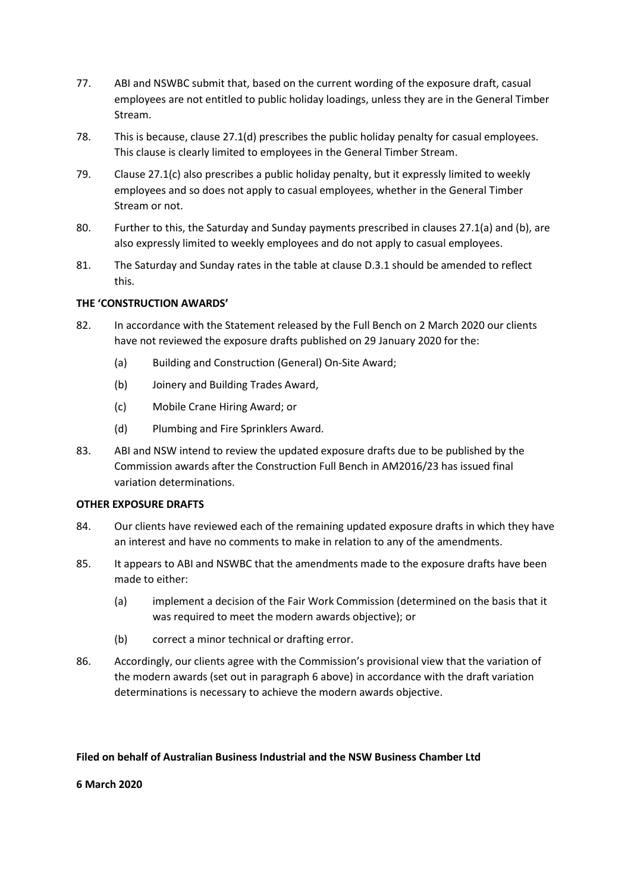77. ABI and NSWBC submit that, based on the current wording of the exposure draft, casual employees are not entitled to public holiday loadings, unless they are in the General Timber Stream.

78. This is because, clause 27.1(d) prescribes the public holiday penalty for casual employees. This clause is clearly limited to employees in the General Timber Stream.

79. Clause 27.1(c) also prescribes a public holiday penalty, but it expressly limited to weekly employees and so does not apply to casual employees, whether in the General Timber Stream or not.

80. Further to this, the Saturday and Sunday payments prescribed in clauses 27.1(a) and (b), are also expressly limited to weekly employees and do not apply to casual employees.

81. The Saturday and Sunday rates in the table at clause D.3.1 should be amended to reflect this.

**THE 'CONSTRUCTION AWARDS'**

82. In accordance with the Statement released by the Full Bench on 2 March 2020 our clients have not reviewed the exposure drafts published on 29 January 2020 for the:

    (a) Building and Construction (General) On-Site Award;

    (b) Joinery and Building Trades Award,

    (c) Mobile Crane Hiring Award; or

    (d) Plumbing and Fire Sprinklers Award.

83. ABI and NSW intend to review the updated exposure drafts due to be published by the Commission awards after the Construction Full Bench in AM2016/23 has issued final variation determinations.

**OTHER EXPOSURE DRAFTS**

84. Our clients have reviewed each of the remaining updated exposure drafts in which they have an interest and have no comments to make in relation to any of the amendments.

85. It appears to ABI and NSWBC that the amendments made to the exposure drafts have been made to either:

    (a) implement a decision of the Fair Work Commission (determined on the basis that it was required to meet the modern awards objective); or

    (b) correct a minor technical or drafting error.

86. Accordingly, our clients agree with the Commission's provisional view that the variation of the modern awards (set out in paragraph 6 above) in accordance with the draft variation determinations is necessary to achieve the modern awards objective.

**Filed on behalf of Australian Business Industrial and the NSW Business Chamber Ltd**

**6 March 2020**